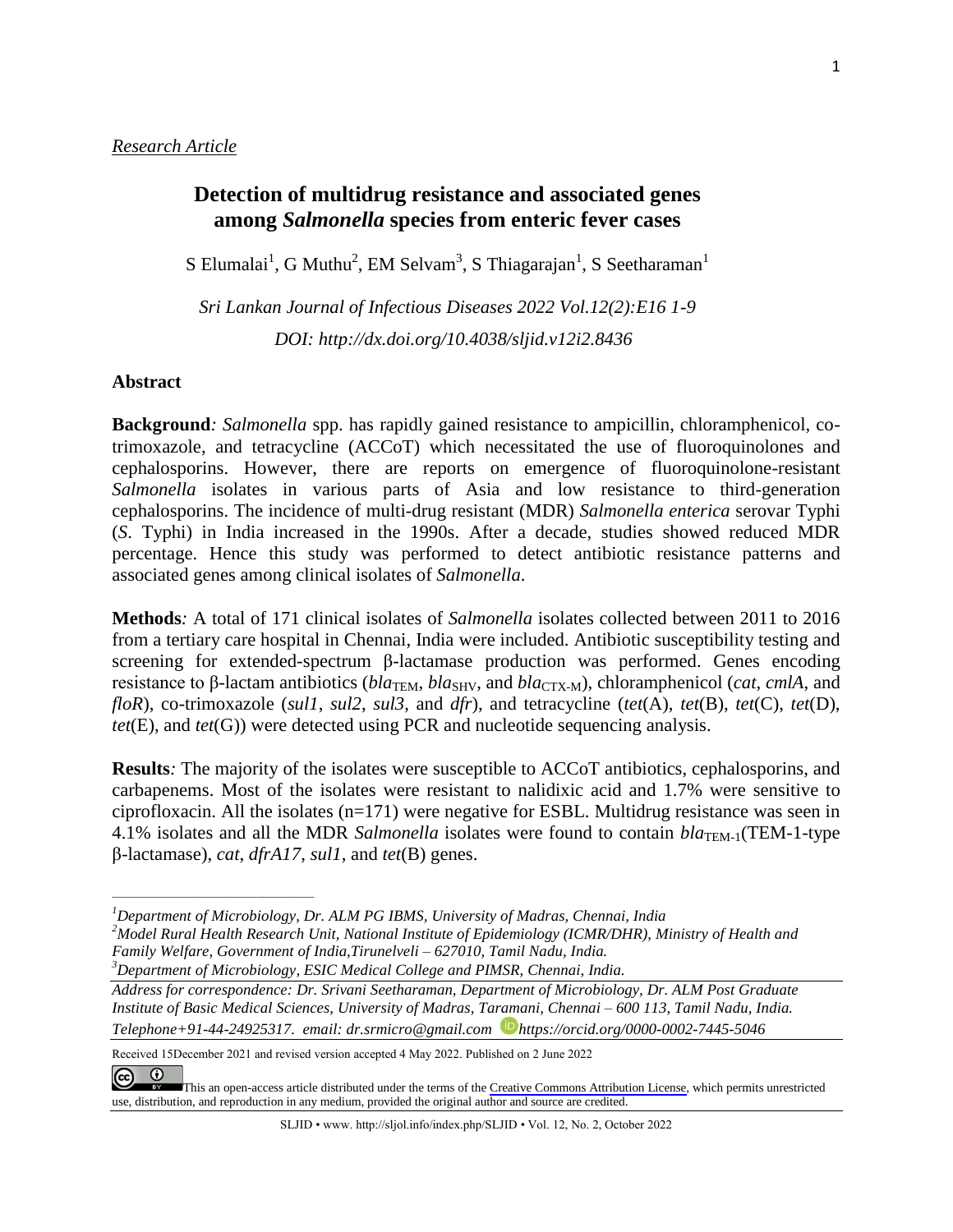*Research Article*

# Detection of multidrug resistance and associated genes among *Salmonella* species from enteric fever cases

S Elumalai[1], G Muthu[2], EM Selvam[3], S Thiagarajan[1], S Seetharaman[1]

*Sri Lankan Journal of Infectious Diseases 2022 Vol.12(2):E16 1-9*

*DOI: http://dx.doi.org/10.4038/sljid.v12i2.8436*

## Abstract

**Background***:* *Salmonella* spp. has rapidly gained resistance to ampicillin, chloramphenicol, co-trimoxazole, and tetracycline (ACCoT) which necessitated the use of fluoroquinolones and cephalosporins. However, there are reports on emergence of fluoroquinolone-resistant *Salmonella* isolates in various parts of Asia and low resistance to third-generation cephalosporins. The incidence of multi-drug resistant (MDR) *Salmonella enterica* serovar Typhi (*S*. Typhi) in India increased in the 1990s. After a decade, studies showed reduced MDR percentage. Hence this study was performed to detect antibiotic resistance patterns and associated genes among clinical isolates of *Salmonella*.

**Methods***:* A total of 171 clinical isolates of *Salmonella* isolates collected between 2011 to 2016 from a tertiary care hospital in Chennai, India were included. Antibiotic susceptibility testing and screening for extended-spectrum β-lactamase production was performed. Genes encoding resistance to β-lactam antibiotics (*bla*$_{TEM}$, *bla*$_{SHV}$, and *bla*$_{CTX\text{-}M}$), chloramphenicol (*cat*, *cmlA*, and *floR*), co-trimoxazole (*sul1*, *sul2*, *sul3*, and *dfr*), and tetracycline (*tet*(A), *tet*(B), *tet*(C), *tet*(D), *tet*(E), and *tet*(G)) were detected using PCR and nucleotide sequencing analysis.

**Results***:* The majority of the isolates were susceptible to ACCoT antibiotics, cephalosporins, and carbapenems. Most of the isolates were resistant to nalidixic acid and 1.7% were sensitive to ciprofloxacin. All the isolates (n=171) were negative for ESBL. Multidrug resistance was seen in 4.1% isolates and all the MDR *Salmonella* isolates were found to contain *bla*$_{TEM\text{-}1}$(TEM-1-type β-lactamase), *cat*, *dfrA17*, *sul1*, and *tet*(B) genes.

---

[1]*Department of Microbiology, Dr. ALM PG IBMS, University of Madras, Chennai, India*
[2]*Model Rural Health Research Unit, National Institute of Epidemiology (ICMR/DHR), Ministry of Health and Family Welfare, Government of India,Tirunelveli – 627010, Tamil Nadu, India.*
[3]*Department of Microbiology, ESIC Medical College and PIMSR, Chennai, India.*

*Address for correspondence: Dr. Srivani Seetharaman, Department of Microbiology, Dr. ALM Post Graduate Institute of Basic Medical Sciences, University of Madras, Taramani, Chennai – 600 113, Tamil Nadu, India. Telephone+91-44-24925317. email: dr.srmicro@gmail.com https://orcid.org/0000-0002-7445-5046*

Received 15December 2021 and revised version accepted 4 May 2022. Published on 2 June 2022

This an open-access article distributed under the terms of the Creative Commons Attribution License, which permits unrestricted use, distribution, and reproduction in any medium, provided the original author and source are credited.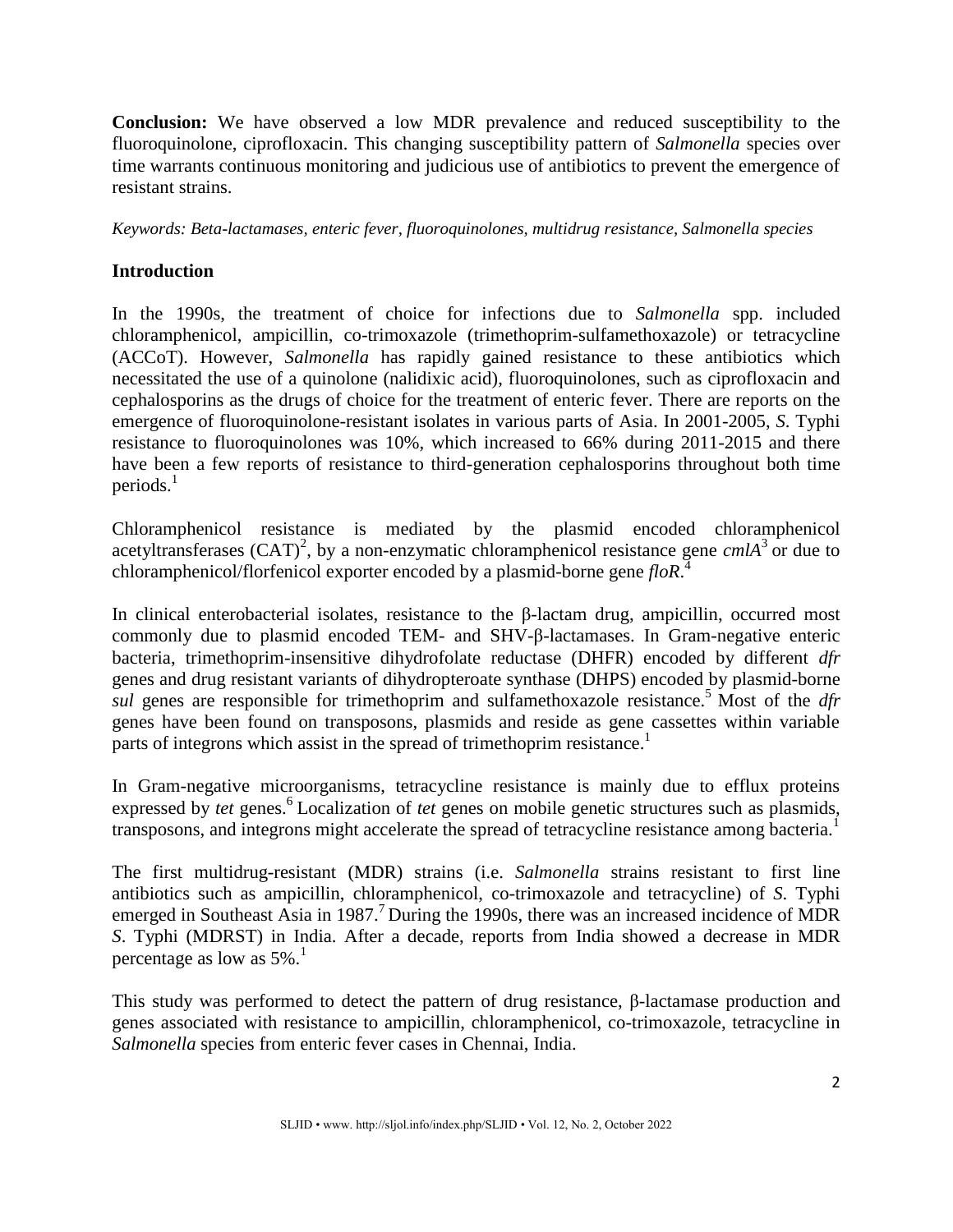**Conclusion:** We have observed a low MDR prevalence and reduced susceptibility to the fluoroquinolone, ciprofloxacin. This changing susceptibility pattern of *Salmonella* species over time warrants continuous monitoring and judicious use of antibiotics to prevent the emergence of resistant strains.

*Keywords: Beta-lactamases, enteric fever, fluoroquinolones, multidrug resistance, Salmonella species*

## Introduction

In the 1990s, the treatment of choice for infections due to *Salmonella* spp. included chloramphenicol, ampicillin, co-trimoxazole (trimethoprim-sulfamethoxazole) or tetracycline (ACCoT). However, *Salmonella* has rapidly gained resistance to these antibiotics which necessitated the use of a quinolone (nalidixic acid), fluoroquinolones, such as ciprofloxacin and cephalosporins as the drugs of choice for the treatment of enteric fever. There are reports on the emergence of fluoroquinolone-resistant isolates in various parts of Asia. In 2001-2005, *S*. Typhi resistance to fluoroquinolones was 10%, which increased to 66% during 2011-2015 and there have been a few reports of resistance to third-generation cephalosporins throughout both time periods.[1]

Chloramphenicol resistance is mediated by the plasmid encoded chloramphenicol acetyltransferases (CAT)[2], by a non-enzymatic chloramphenicol resistance gene *cmlA*[3] or due to chloramphenicol/florfenicol exporter encoded by a plasmid-borne gene ***floR***.[4]

In clinical enterobacterial isolates, resistance to the β-lactam drug, ampicillin, occurred most commonly due to plasmid encoded TEM- and SHV-β-lactamases. In Gram-negative enteric bacteria, trimethoprim-insensitive dihydrofolate reductase (DHFR) encoded by different *dfr* genes and drug resistant variants of dihydropteroate synthase (DHPS) encoded by plasmid-borne *sul* genes are responsible for trimethoprim and sulfamethoxazole resistance.[5] Most of the *dfr* genes have been found on transposons, plasmids and reside as gene cassettes within variable parts of integrons which assist in the spread of trimethoprim resistance.[1]

In Gram-negative microorganisms, tetracycline resistance is mainly due to efflux proteins expressed by *tet* genes.[6] Localization of *tet* genes on mobile genetic structures such as plasmids, transposons, and integrons might accelerate the spread of tetracycline resistance among bacteria.[1]

The first multidrug-resistant (MDR) strains (i.e. *Salmonella* strains resistant to first line antibiotics such as ampicillin, chloramphenicol, co-trimoxazole and tetracycline) of *S*. Typhi emerged in Southeast Asia in 1987.[7] During the 1990s, there was an increased incidence of MDR *S*. Typhi (MDRST) in India. After a decade, reports from India showed a decrease in MDR percentage as low as 5%.[1]

This study was performed to detect the pattern of drug resistance, β-lactamase production and genes associated with resistance to ampicillin, chloramphenicol, co-trimoxazole, tetracycline in *Salmonella* species from enteric fever cases in Chennai, India.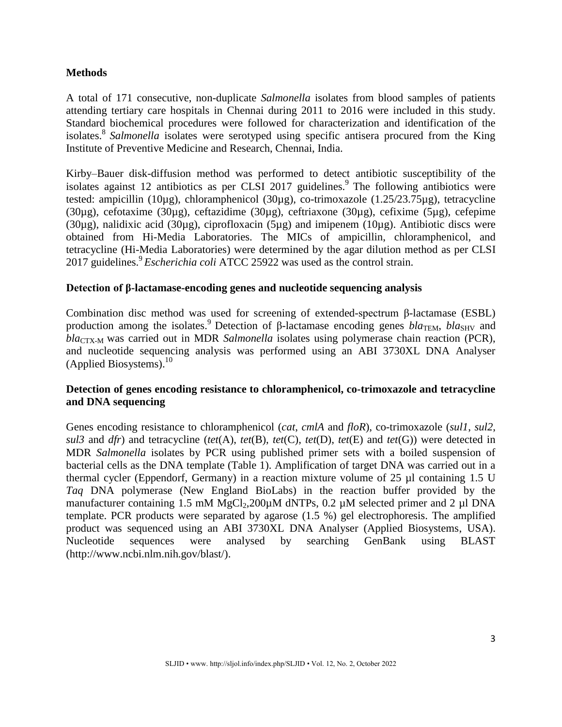## Methods

A total of 171 consecutive, non-duplicate *Salmonella* isolates from blood samples of patients attending tertiary care hospitals in Chennai during 2011 to 2016 were included in this study. Standard biochemical procedures were followed for characterization and identification of the isolates.[8] *Salmonella* isolates were serotyped using specific antisera procured from the King Institute of Preventive Medicine and Research, Chennai, India.

Kirby–Bauer disk-diffusion method was performed to detect antibiotic susceptibility of the isolates against 12 antibiotics as per CLSI 2017 guidelines.[9] The following antibiotics were tested: ampicillin (10µg), chloramphenicol (30µg), co-trimoxazole (1.25/23.75µg), tetracycline (30µg), cefotaxime (30µg), ceftazidime (30µg), ceftriaxone (30µg), cefixime (5µg), cefepime (30µg), nalidixic acid (30µg), ciprofloxacin (5µg) and imipenem (10µg). Antibiotic discs were obtained from Hi-Media Laboratories. The MICs of ampicillin, chloramphenicol, and tetracycline (Hi-Media Laboratories) were determined by the agar dilution method as per CLSI 2017 guidelines.[9] *Escherichia coli* ATCC 25922 was used as the control strain.

### Detection of β-lactamase-encoding genes and nucleotide sequencing analysis

Combination disc method was used for screening of extended-spectrum β-lactamase (ESBL) production among the isolates.[9] Detection of β-lactamase encoding genes $bla_{TEM}$, $bla_{SHV}$ and $bla_{CTX\text{-}M}$ was carried out in MDR *Salmonella* isolates using polymerase chain reaction (PCR), and nucleotide sequencing analysis was performed using an ABI 3730XL DNA Analyser (Applied Biosystems).[10]

### Detection of genes encoding resistance to chloramphenicol, co-trimoxazole and tetracycline and DNA sequencing

Genes encoding resistance to chloramphenicol (*cat*, *cmlA* and *floR*), co-trimoxazole (*sul1*, *sul2*, *sul3* and *dfr*) and tetracycline (*tet*(A), *tet*(B), *tet*(C), *tet*(D), *tet*(E) and *tet*(G)) were detected in MDR *Salmonella* isolates by PCR using published primer sets with a boiled suspension of bacterial cells as the DNA template (Table 1). Amplification of target DNA was carried out in a thermal cycler (Eppendorf, Germany) in a reaction mixture volume of 25 µl containing 1.5 U *Taq* DNA polymerase (New England BioLabs) in the reaction buffer provided by the manufacturer containing 1.5 mM $MgCl_2$,200µM dNTPs, 0.2 µM selected primer and 2 µl DNA template. PCR products were separated by agarose (1.5 %) gel electrophoresis. The amplified product was sequenced using an ABI 3730XL DNA Analyser (Applied Biosystems, USA). Nucleotide sequences were analysed by searching GenBank using BLAST (http://www.ncbi.nlm.nih.gov/blast/).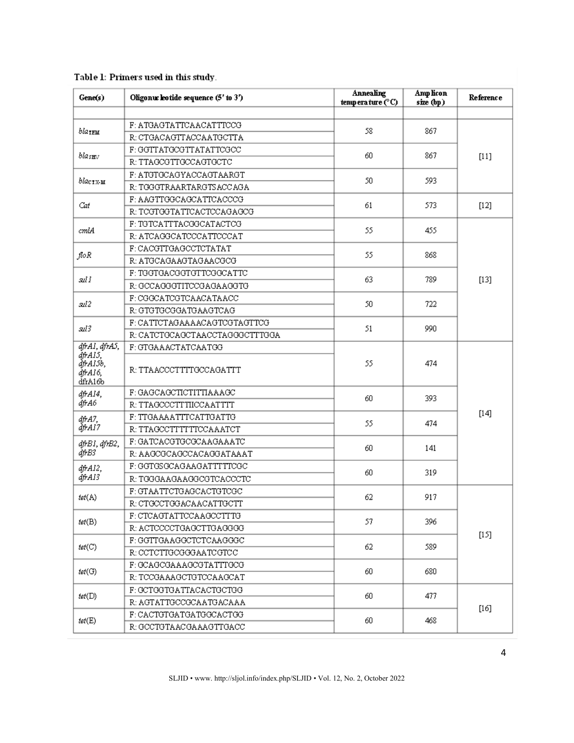**Table 1: Primers used in this study.**

| Gene(s) | Oligonucleotide sequence (5′ to 3′) | Annealing temperature (°C) | Amplicon size (bp) | Reference |
|---|---|---|---|---|
| $bla_{TEM}$ | F: ATGAGTATTCAACATTTCCG<br>R: CTGACAGTTACCAATGCTTA | 58 | 867 | [11] |
| $bla_{SHV}$ | F: GGTTATGCGTTATATTCGCC<br>R: TTAGCGTTGCCAGTGCTC | 60 | 867 | [11] |
| $bla_{CTX-M}$ | F: ATGTGCAGYACCAGTAARGT<br>R: TGGGTRAARTARGTSACCAGA | 50 | 593 | [11] |
| *Cat* | F: AAGTTGGCAGCATTCACCCG<br>R: TCGTGGTATTCACTCCAGAGCG | 61 | 573 | [12] |
| *cmlA* | F: TGTCATTTACGGCATACTCG<br>R: ATCAGGCATCCCATTCCCAT | 55 | 455 | [13] |
| *floR* | F: CACGTTGAGCCTCTATAT<br>R: ATGCAGAAGTAGAACGCG | 55 | 868 | [13] |
| *sul1* | F: TGGTGACGGTGTTCGGCATTC<br>R: GCCAGGGTTTCCGAGAAGGTG | 63 | 789 | [13] |
| *sul2* | F: CGGCATCGTCAACATAACC<br>R: GTGTGCGGATGAAGTCAG | 50 | 722 | [13] |
| *sul3* | F: CATTCTAGAAAACAGTCGTAGTTCG<br>R: CATCTGCAGCTAACCTAGGGCTTTGGA | 51 | 990 | [13] |
| *dfrA1, dfrA5, dfrA15, dfrA15b, dfrA16,* dfrA16b | F: GTGAAACTATCAATGG<br>R: TTAACCCTTTTGCCAGATTT | 55 | 474 | [14] |
| *dfrA14, dfrA6* | F: GAGCAGCTICTITTIAAAGC<br>R: TTAGCCCTTTIICCAATTTT | 60 | 393 | [14] |
| *dfrA7, dfrA17* | F: TTGAAAATTTCATTGATTG<br>R: TTAGCCTTTTTTCCAAATCT | 55 | 474 | [14] |
| *dfrB1, dfrB2, dfrB3* | F: GATCACGTGCGCAAGAAATC<br>R: AAGCGCAGCCACAGGATAAAT | 60 | 141 | [14] |
| *dfrA12, dfrA13* | F: GGTGSGCAGAAGATTTTTCGC<br>R: TGGGAAGAAGGCGTCACCCTC | 60 | 319 | [14] |
| *tet*(A) | F: GTAATTCTGAGCACTGTCGC<br>R: CTGCCTGGACAACATTGCTT | 62 | 917 | [15] |
| *tet*(B) | F: CTCAGTATTCCAAGCCTTTG<br>R: ACTCCCCTGAGCTTGAGGGG | 57 | 396 | [15] |
| *tet*(C) | F: GGTTGAAGGCTCTCAAGGGC<br>R: CCTCTTGCGGGAATCGTCC | 62 | 589 | [15] |
| *tet*(G) | F: GCAGCGAAAGCGTATTTGCG<br>R: TCCGAAAGCTGTCCAAGCAT | 60 | 680 | [15] |
| *tet*(D) | F: GCTGGTGATTACACTGCTGG<br>R: AGTATTGCCGCAATGACAAA | 60 | 477 | [16] |
| *tet*(E) | F: CACTGTGATGATGGCACTGG<br>R: GCCTGTAACGAAAGTTGACC | 60 | 468 | [16] |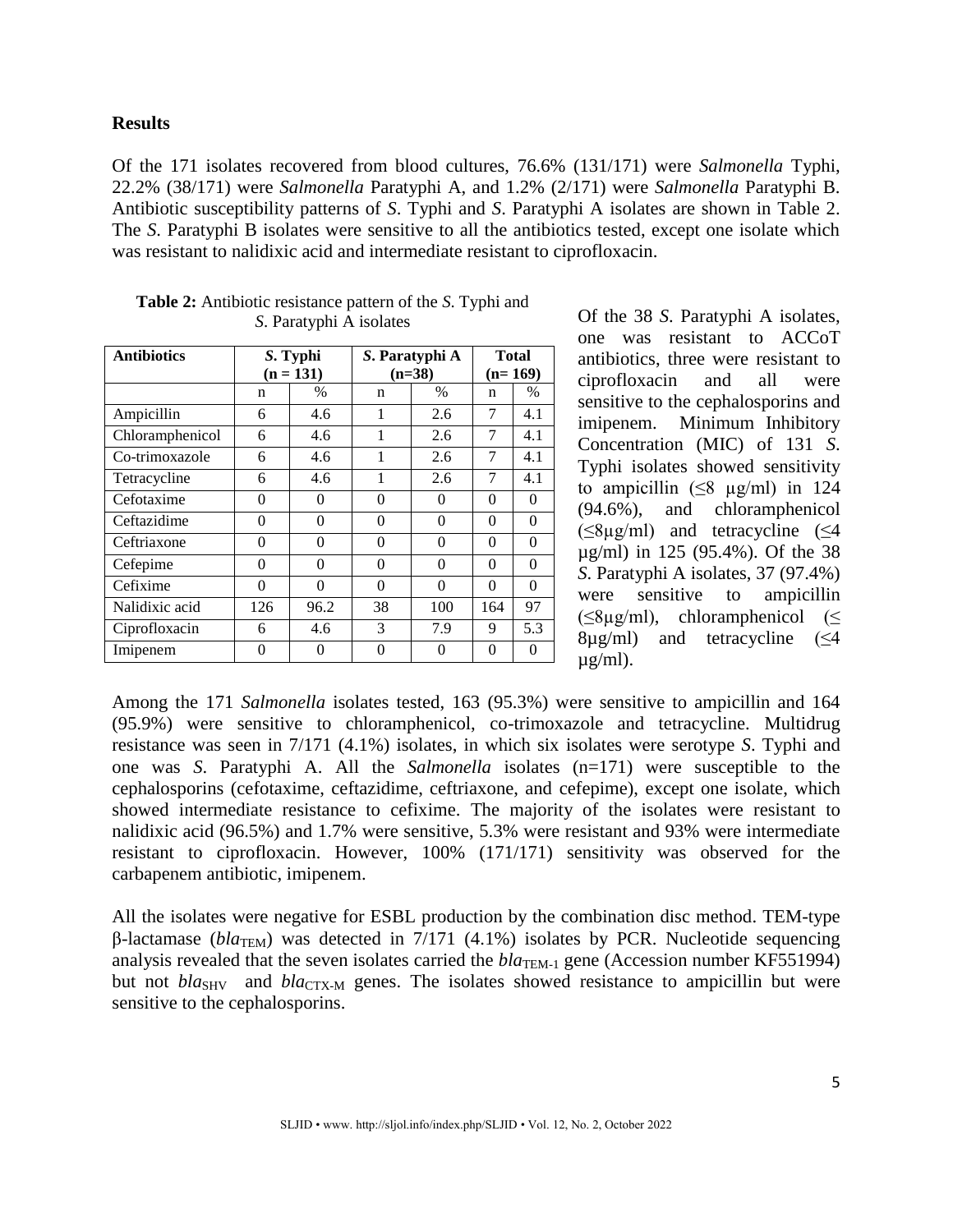## Results

Of the 171 isolates recovered from blood cultures, 76.6% (131/171) were *Salmonella* Typhi, 22.2% (38/171) were *Salmonella* Paratyphi A, and 1.2% (2/171) were *Salmonella* Paratyphi B. Antibiotic susceptibility patterns of *S*. Typhi and *S*. Paratyphi A isolates are shown in Table 2. The *S*. Paratyphi B isolates were sensitive to all the antibiotics tested, except one isolate which was resistant to nalidixic acid and intermediate resistant to ciprofloxacin.

**Table 2:** Antibiotic resistance pattern of the *S*. Typhi and *S*. Paratyphi A isolates

| **Antibiotics** | ***S*. Typhi (n = 131)** | | ***S*. Paratyphi A (n=38)** | | **Total (n= 169)** | |
|---|---|---|---|---|---|---|
| | n | % | n | % | n | % |
| Ampicillin | 6 | 4.6 | 1 | 2.6 | 7 | 4.1 |
| Chloramphenicol | 6 | 4.6 | 1 | 2.6 | 7 | 4.1 |
| Co-trimoxazole | 6 | 4.6 | 1 | 2.6 | 7 | 4.1 |
| Tetracycline | 6 | 4.6 | 1 | 2.6 | 7 | 4.1 |
| Cefotaxime | 0 | 0 | 0 | 0 | 0 | 0 |
| Ceftazidime | 0 | 0 | 0 | 0 | 0 | 0 |
| Ceftriaxone | 0 | 0 | 0 | 0 | 0 | 0 |
| Cefepime | 0 | 0 | 0 | 0 | 0 | 0 |
| Cefixime | 0 | 0 | 0 | 0 | 0 | 0 |
| Nalidixic acid | 126 | 96.2 | 38 | 100 | 164 | 97 |
| Ciprofloxacin | 6 | 4.6 | 3 | 7.9 | 9 | 5.3 |
| Imipenem | 0 | 0 | 0 | 0 | 0 | 0 |

Of the 38 *S*. Paratyphi A isolates, one was resistant to ACCoT antibiotics, three were resistant to ciprofloxacin and all were sensitive to the cephalosporins and imipenem. Minimum Inhibitory Concentration (MIC) of 131 *S*. Typhi isolates showed sensitivity to ampicillin (≤8 µg/ml) in 124 (94.6%), and chloramphenicol (≤8µg/ml) and tetracycline (≤4 µg/ml) in 125 (95.4%). Of the 38 *S*. Paratyphi A isolates, 37 (97.4%) were sensitive to ampicillin (≤8µg/ml), chloramphenicol (≤ 8µg/ml) and tetracycline (≤4 µg/ml).

Among the 171 *Salmonella* isolates tested, 163 (95.3%) were sensitive to ampicillin and 164 (95.9%) were sensitive to chloramphenicol, co-trimoxazole and tetracycline. Multidrug resistance was seen in 7/171 (4.1%) isolates, in which six isolates were serotype *S*. Typhi and one was *S*. Paratyphi A. All the *Salmonella* isolates (n=171) were susceptible to the cephalosporins (cefotaxime, ceftazidime, ceftriaxone, and cefepime), except one isolate, which showed intermediate resistance to cefixime. The majority of the isolates were resistant to nalidixic acid (96.5%) and 1.7% were sensitive, 5.3% were resistant and 93% were intermediate resistant to ciprofloxacin. However, 100% (171/171) sensitivity was observed for the carbapenem antibiotic, imipenem.

All the isolates were negative for ESBL production by the combination disc method. TEM-type β-lactamase (*bla*$_{TEM}$) was detected in 7/171 (4.1%) isolates by PCR. Nucleotide sequencing analysis revealed that the seven isolates carried the *bla*$_{TEM-1}$ gene (Accession number KF551994) but not *bla*$_{SHV}$ and *bla*$_{CTX-M}$ genes. The isolates showed resistance to ampicillin but were sensitive to the cephalosporins.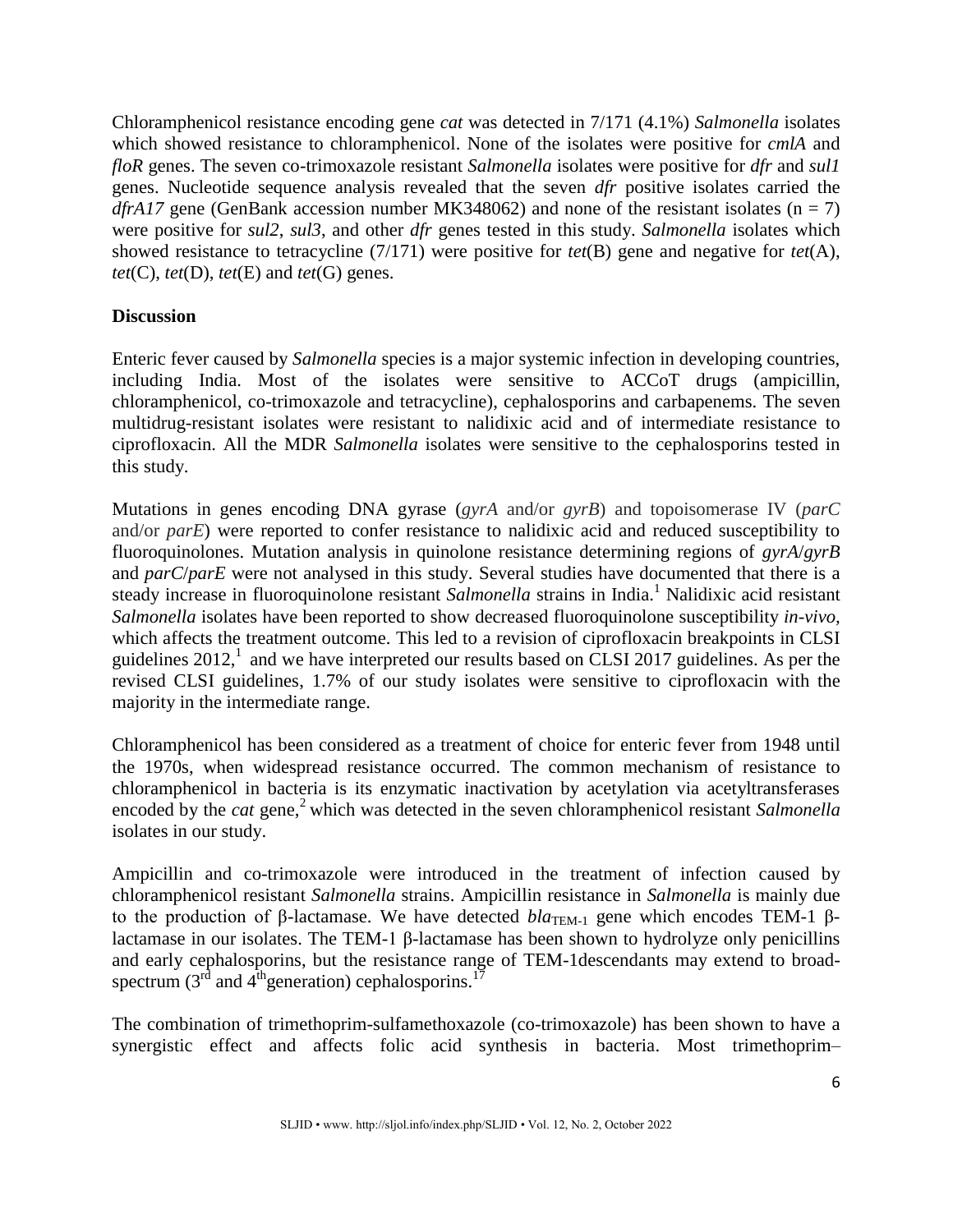Chloramphenicol resistance encoding gene *cat* was detected in 7/171 (4.1%) *Salmonella* isolates which showed resistance to chloramphenicol. None of the isolates were positive for *cmlA* and *floR* genes. The seven co-trimoxazole resistant *Salmonella* isolates were positive for *dfr* and *sul1* genes. Nucleotide sequence analysis revealed that the seven *dfr* positive isolates carried the *dfrA17* gene (GenBank accession number MK348062) and none of the resistant isolates ($n = 7$) were positive for *sul2*, *sul3*, and other *dfr* genes tested in this study. *Salmonella* isolates which showed resistance to tetracycline (7/171) were positive for *tet*(B) gene and negative for *tet*(A), *tet*(C), *tet*(D), *tet*(E) and *tet*(G) genes.

## Discussion

Enteric fever caused by *Salmonella* species is a major systemic infection in developing countries, including India. Most of the isolates were sensitive to ACCoT drugs (ampicillin, chloramphenicol, co-trimoxazole and tetracycline), cephalosporins and carbapenems. The seven multidrug-resistant isolates were resistant to nalidixic acid and of intermediate resistance to ciprofloxacin. All the MDR *Salmonella* isolates were sensitive to the cephalosporins tested in this study.

Mutations in genes encoding DNA gyrase (*gyrA* and/or *gyrB*) and topoisomerase IV (*parC* and/or *parE*) were reported to confer resistance to nalidixic acid and reduced susceptibility to fluoroquinolones. Mutation analysis in quinolone resistance determining regions of *gyrA*/*gyrB* and *parC*/*parE* were not analysed in this study. Several studies have documented that there is a steady increase in fluoroquinolone resistant *Salmonella* strains in India.[1] Nalidixic acid resistant *Salmonella* isolates have been reported to show decreased fluoroquinolone susceptibility *in-vivo*, which affects the treatment outcome. This led to a revision of ciprofloxacin breakpoints in CLSI guidelines 2012,[1] and we have interpreted our results based on CLSI 2017 guidelines. As per the revised CLSI guidelines, 1.7% of our study isolates were sensitive to ciprofloxacin with the majority in the intermediate range.

Chloramphenicol has been considered as a treatment of choice for enteric fever from 1948 until the 1970s, when widespread resistance occurred. The common mechanism of resistance to chloramphenicol in bacteria is its enzymatic inactivation by acetylation via acetyltransferases encoded by the *cat* gene,[2] which was detected in the seven chloramphenicol resistant *Salmonella* isolates in our study.

Ampicillin and co-trimoxazole were introduced in the treatment of infection caused by chloramphenicol resistant *Salmonella* strains. Ampicillin resistance in *Salmonella* is mainly due to the production of β-lactamase. We have detected $bla_{\text{TEM-1}}$ gene which encodes TEM-1 β-lactamase in our isolates. The TEM-1 β-lactamase has been shown to hydrolyze only penicillins and early cephalosporins, but the resistance range of TEM-1descendants may extend to broad-spectrum (3rd and 4th generation) cephalosporins.[17]

The combination of trimethoprim-sulfamethoxazole (co-trimoxazole) has been shown to have a synergistic effect and affects folic acid synthesis in bacteria. Most trimethoprim–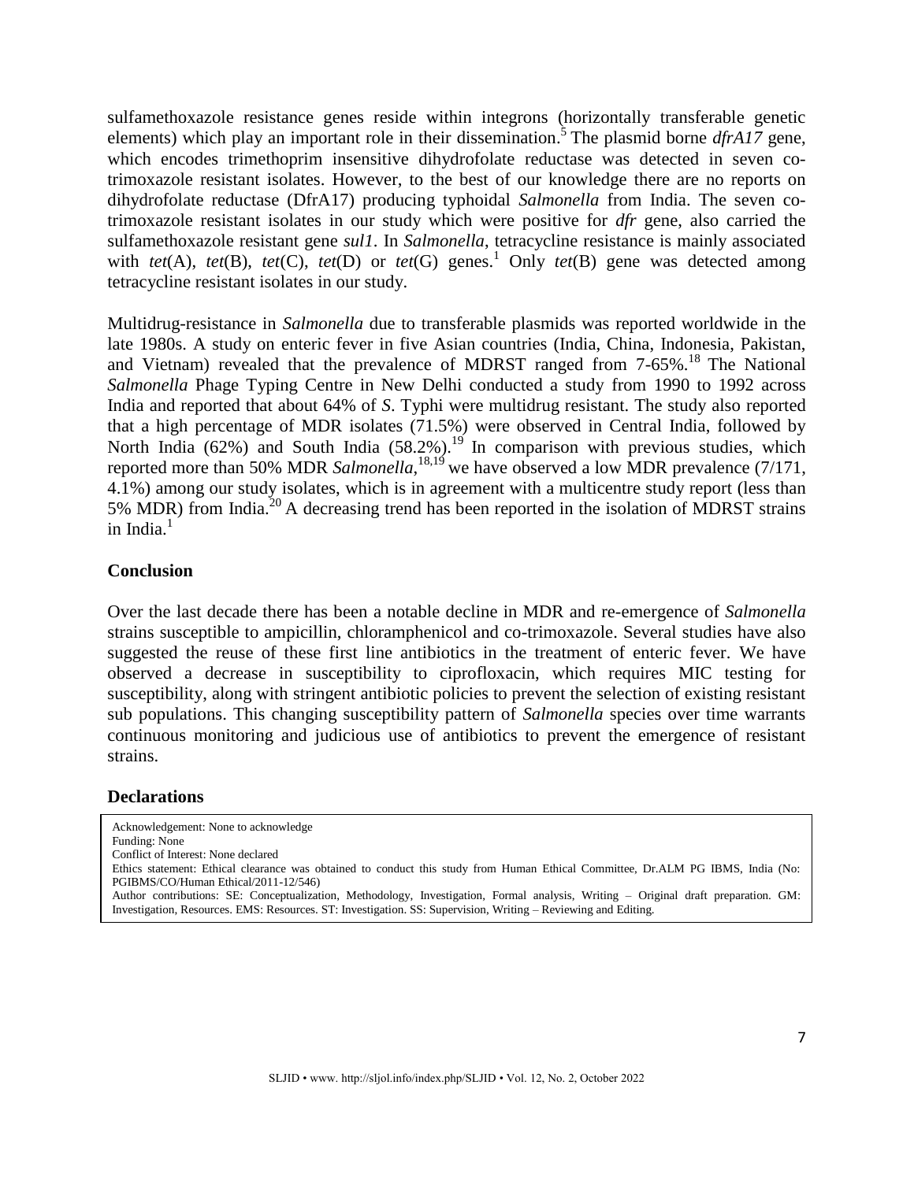sulfamethoxazole resistance genes reside within integrons (horizontally transferable genetic elements) which play an important role in their dissemination.[5] The plasmid borne *dfrA17* gene, which encodes trimethoprim insensitive dihydrofolate reductase was detected in seven co-trimoxazole resistant isolates. However, to the best of our knowledge there are no reports on dihydrofolate reductase (DfrA17) producing typhoidal *Salmonella* from India. The seven co-trimoxazole resistant isolates in our study which were positive for *dfr* gene, also carried the sulfamethoxazole resistant gene *sul1*. In *Salmonella*, tetracycline resistance is mainly associated with *tet*(A), *tet*(B), *tet*(C), *tet*(D) or *tet*(G) genes.[1] Only *tet*(B) gene was detected among tetracycline resistant isolates in our study.

Multidrug-resistance in *Salmonella* due to transferable plasmids was reported worldwide in the late 1980s. A study on enteric fever in five Asian countries (India, China, Indonesia, Pakistan, and Vietnam) revealed that the prevalence of MDRST ranged from 7-65%.[18] The National *Salmonella* Phage Typing Centre in New Delhi conducted a study from 1990 to 1992 across India and reported that about 64% of *S*. Typhi were multidrug resistant. The study also reported that a high percentage of MDR isolates (71.5%) were observed in Central India, followed by North India (62%) and South India (58.2%).[19] In comparison with previous studies, which reported more than 50% MDR *Salmonella*,[18,19] we have observed a low MDR prevalence (7/171, 4.1%) among our study isolates, which is in agreement with a multicentre study report (less than 5% MDR) from India.[20] A decreasing trend has been reported in the isolation of MDRST strains in India.[1]

## Conclusion

Over the last decade there has been a notable decline in MDR and re-emergence of *Salmonella* strains susceptible to ampicillin, chloramphenicol and co-trimoxazole. Several studies have also suggested the reuse of these first line antibiotics in the treatment of enteric fever. We have observed a decrease in susceptibility to ciprofloxacin, which requires MIC testing for susceptibility, along with stringent antibiotic policies to prevent the selection of existing resistant sub populations. This changing susceptibility pattern of *Salmonella* species over time warrants continuous monitoring and judicious use of antibiotics to prevent the emergence of resistant strains.

## Declarations

Acknowledgement: None to acknowledge
Funding: None
Conflict of Interest: None declared
Ethics statement: Ethical clearance was obtained to conduct this study from Human Ethical Committee, Dr.ALM PG IBMS, India (No: PGIBMS/CO/Human Ethical/2011-12/546)
Author contributions: SE: Conceptualization, Methodology, Investigation, Formal analysis, Writing – Original draft preparation. GM: Investigation, Resources. EMS: Resources. ST: Investigation. SS: Supervision, Writing – Reviewing and Editing.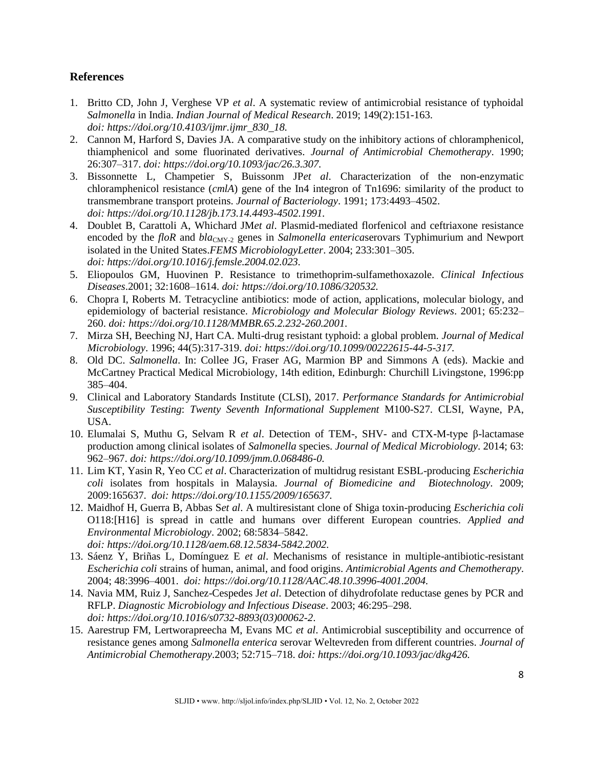## References

1. Britto CD, John J, Verghese VP *et al*. A systematic review of antimicrobial resistance of typhoidal *Salmonella* in India. *Indian Journal of Medical Research*. 2019; 149(2):151-163. *doi: https://doi.org/10.4103/ijmr.ijmr_830_18.*
2. Cannon M, Harford S, Davies JA. A comparative study on the inhibitory actions of chloramphenicol, thiamphenicol and some fluorinated derivatives. *Journal of Antimicrobial Chemotherapy*. 1990; 26:307–317. *doi: https://doi.org/10.1093/jac/26.3.307.*
3. Bissonnette L, Champetier S, Buissonm JP*et al*. Characterization of the non-enzymatic chloramphenicol resistance (*cmlA*) gene of the In4 integron of Tn1696: similarity of the product to transmembrane transport proteins. *Journal of Bacteriology*. 1991; 173:4493–4502. *doi: https://doi.org/10.1128/jb.173.14.4493-4502.1991.*
4. Doublet B, Carattoli A, Whichard JM*et al*. Plasmid-mediated florfenicol and ceftriaxone resistance encoded by the *floR* and $bla_{CMY-2}$ genes in *Salmonella enterica*serovars Typhimurium and Newport isolated in the United States.*FEMS MicrobiologyLetter*. 2004; 233:301–305. *doi: https://doi.org/10.1016/j.femsle.2004.02.023.*
5. Eliopoulos GM, Huovinen P. Resistance to trimethoprim-sulfamethoxazole. *Clinical Infectious Diseases*.2001; 32:1608–1614. *doi: https://doi.org/10.1086/320532.*
6. Chopra I, Roberts M. Tetracycline antibiotics: mode of action, applications, molecular biology, and epidemiology of bacterial resistance. *Microbiology and Molecular Biology Reviews*. 2001; 65:232–260. *doi: https://doi.org/10.1128/MMBR.65.2.232-260.2001.*
7. Mirza SH, Beeching NJ, Hart CA. Multi-drug resistant typhoid: a global problem. *Journal of Medical Microbiology*. 1996; 44(5):317-319. *doi: https://doi.org/10.1099/00222615-44-5-317.*
8. Old DC. *Salmonella*. In: Collee JG, Fraser AG, Marmion BP and Simmons A (eds). Mackie and McCartney Practical Medical Microbiology, 14th edition, Edinburgh: Churchill Livingstone, 1996:pp 385–404.
9. Clinical and Laboratory Standards Institute (CLSI), 2017. *Performance Standards for Antimicrobial Susceptibility Testing*: *Twenty Seventh Informational Supplement* M100-S27. CLSI, Wayne, PA, USA.
10. Elumalai S, Muthu G, Selvam R *et al*. Detection of TEM-, SHV- and CTX-M-type β-lactamase production among clinical isolates of *Salmonella* species. *Journal of Medical Microbiology*. 2014; 63: 962–967. *doi: https://doi.org/10.1099/jmm.0.068486-0.*
11. Lim KT, Yasin R, Yeo CC *et al*. Characterization of multidrug resistant ESBL-producing *Escherichia coli* isolates from hospitals in Malaysia. *Journal of Biomedicine and Biotechnology*. 2009; 2009:165637. *doi: https://doi.org/10.1155/2009/165637.*
12. Maidhof H, Guerra B, Abbas S*et al*. A multiresistant clone of Shiga toxin-producing *Escherichia coli* O118:[H16] is spread in cattle and humans over different European countries. *Applied and Environmental Microbiology*. 2002; 68:5834–5842. *doi: https://doi.org/10.1128/aem.68.12.5834-5842.2002.*
13. Sáenz Y, Briñas L, Domínguez E *et al*. Mechanisms of resistance in multiple-antibiotic-resistant *Escherichia coli* strains of human, animal, and food origins. *Antimicrobial Agents and Chemotherapy*. 2004; 48:3996–4001. *doi: https://doi.org/10.1128/AAC.48.10.3996-4001.2004.*
14. Navia MM, Ruiz J, Sanchez-Cespedes J*et al*. Detection of dihydrofolate reductase genes by PCR and RFLP. *Diagnostic Microbiology and Infectious Disease*. 2003; 46:295–298. *doi: https://doi.org/10.1016/s0732-8893(03)00062-2*.
15. Aarestrup FM, Lertworapreecha M, Evans MC *et al*. Antimicrobial susceptibility and occurrence of resistance genes among *Salmonella enterica* serovar Weltevreden from different countries. *Journal of Antimicrobial Chemotherapy*.2003; 52:715–718. *doi: https://doi.org/10.1093/jac/dkg426.*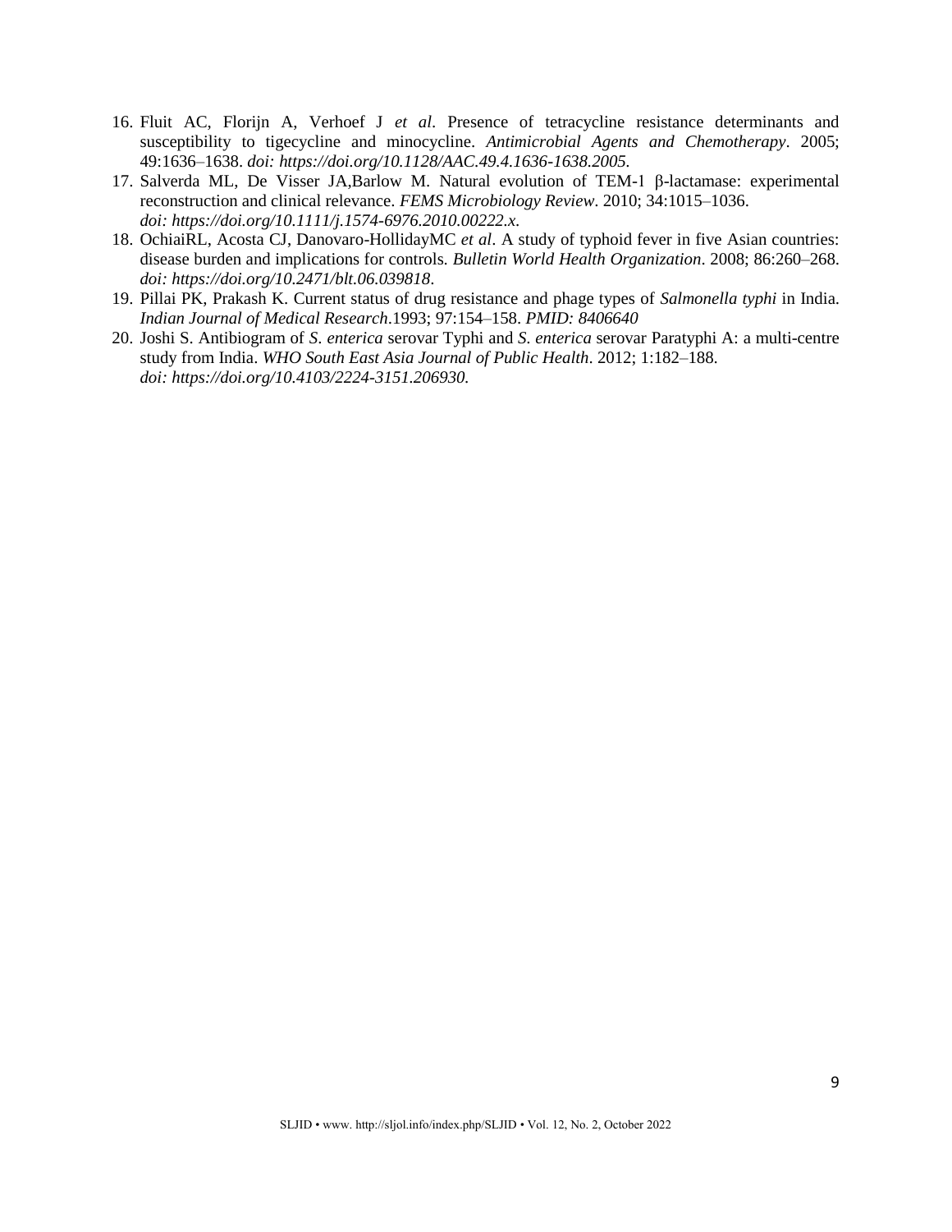16. Fluit AC, Florijn A, Verhoef J *et al*. Presence of tetracycline resistance determinants and susceptibility to tigecycline and minocycline. *Antimicrobial Agents and Chemotherapy*. 2005; 49:1636–1638. *doi: https://doi.org/10.1128/AAC.49.4.1636-1638.2005.*
17. Salverda ML, De Visser JA,Barlow M. Natural evolution of TEM-1 β-lactamase: experimental reconstruction and clinical relevance. *FEMS Microbiology Review*. 2010; 34:1015–1036. *doi: https://doi.org/10.1111/j.1574-6976.2010.00222.x.*
18. OchiaiRL, Acosta CJ, Danovaro-HollidayMC *et al*. A study of typhoid fever in five Asian countries: disease burden and implications for controls. *Bulletin World Health Organization*. 2008; 86:260–268. *doi: https://doi.org/10.2471/blt.06.039818.*
19. Pillai PK, Prakash K. Current status of drug resistance and phage types of *Salmonella typhi* in India. *Indian Journal of Medical Research*.1993; 97:154–158. *PMID: 8406640*
20. Joshi S. Antibiogram of *S. enterica* serovar Typhi and *S. enterica* serovar Paratyphi A: a multi-centre study from India. *WHO South East Asia Journal of Public Health*. 2012; 1:182–188. *doi: https://doi.org/10.4103/2224-3151.206930.*